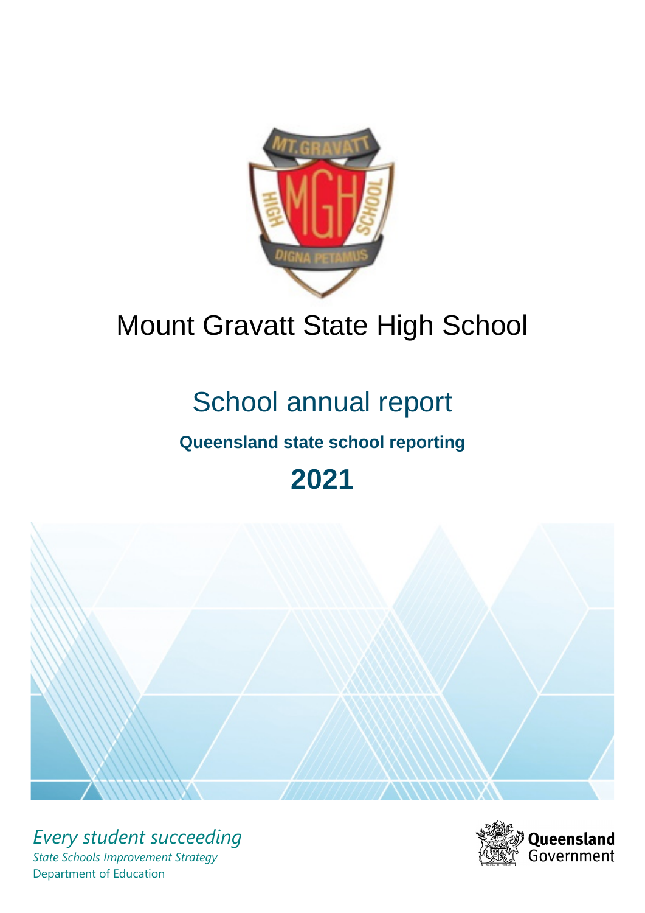# Mount Gravatt State High School

## School annual report

### Queensland state school reporting

## 2021

*Every student succeeding*

*State Schools Improvement Strategy*

Department of Education

Queensland Government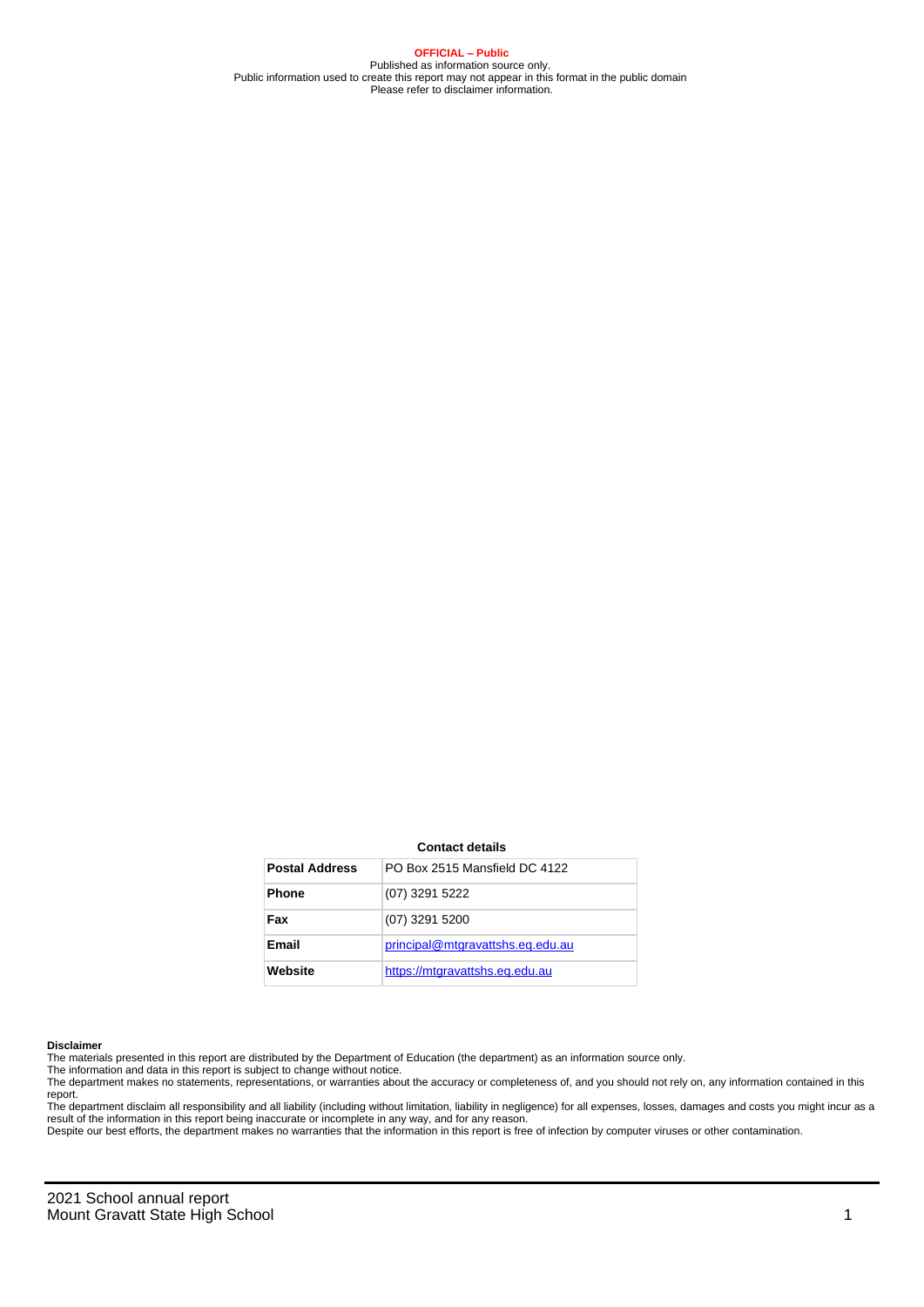**OFFICIAL – Public**

Published as information source only.
Public information used to create this report may not appear in this format in the public domain
Please refer to disclaimer information.

**Contact details**

| | |
|---|---|
| **Postal Address** | PO Box 2515 Mansfield DC 4122 |
| **Phone** | (07) 3291 5222 |
| **Fax** | (07) 3291 5200 |
| **Email** | principal@mtgravattshs.eq.edu.au |
| **Website** | https://mtgravattshs.eq.edu.au |

**Disclaimer**

The materials presented in this report are distributed by the Department of Education (the department) as an information source only.

The information and data in this report is subject to change without notice.

The department makes no statements, representations, or warranties about the accuracy or completeness of, and you should not rely on, any information contained in this report.

The department disclaim all responsibility and all liability (including without limitation, liability in negligence) for all expenses, losses, damages and costs you might incur as a result of the information in this report being inaccurate or incomplete in any way, and for any reason.

Despite our best efforts, the department makes no warranties that the information in this report is free of infection by computer viruses or other contamination.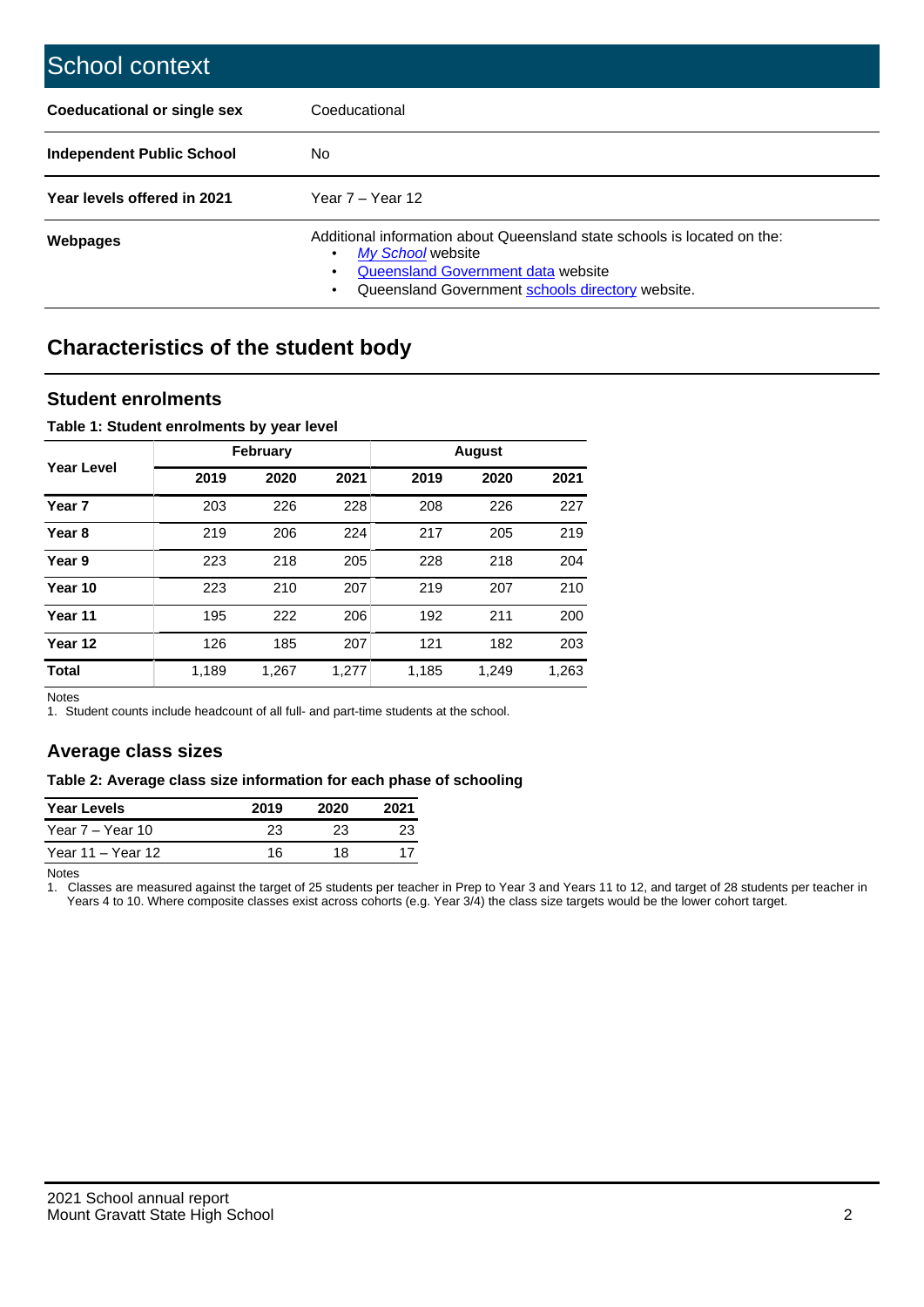# School context

| | |
|---|---|
| **Coeducational or single sex** | Coeducational |
| **Independent Public School** | No |
| **Year levels offered in 2021** | Year 7 – Year 12 |
| **Webpages** | Additional information about Queensland state schools is located on the: • *My School* website • Queensland Government data website • Queensland Government schools directory website. |

## Characteristics of the student body

### Student enrolments

**Table 1: Student enrolments by year level**

| Year Level | February | | | August | | |
|---|---|---|---|---|---|---|
| | 2019 | 2020 | 2021 | 2019 | 2020 | 2021 |
| **Year 7** | 203 | 226 | 228 | 208 | 226 | 227 |
| **Year 8** | 219 | 206 | 224 | 217 | 205 | 219 |
| **Year 9** | 223 | 218 | 205 | 228 | 218 | 204 |
| **Year 10** | 223 | 210 | 207 | 219 | 207 | 210 |
| **Year 11** | 195 | 222 | 206 | 192 | 211 | 200 |
| **Year 12** | 126 | 185 | 207 | 121 | 182 | 203 |
| **Total** | 1,189 | 1,267 | 1,277 | 1,185 | 1,249 | 1,263 |

Notes
1. Student counts include headcount of all full- and part-time students at the school.

### Average class sizes

**Table 2: Average class size information for each phase of schooling**

| Year Levels | 2019 | 2020 | 2021 |
|---|---|---|---|
| Year 7 – Year 10 | 23 | 23 | 23 |
| Year 11 – Year 12 | 16 | 18 | 17 |

Notes
1. Classes are measured against the target of 25 students per teacher in Prep to Year 3 and Years 11 to 12, and target of 28 students per teacher in Years 4 to 10. Where composite classes exist across cohorts (e.g. Year 3/4) the class size targets would be the lower cohort target.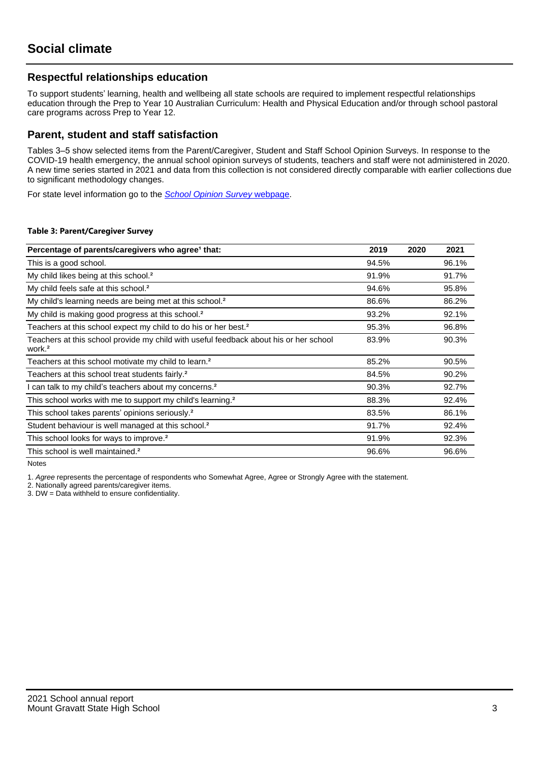# Social climate

## Respectful relationships education

To support students' learning, health and wellbeing all state schools are required to implement respectful relationships education through the Prep to Year 10 Australian Curriculum: Health and Physical Education and/or through school pastoral care programs across Prep to Year 12.

## Parent, student and staff satisfaction

Tables 3–5 show selected items from the Parent/Caregiver, Student and Staff School Opinion Surveys. In response to the COVID-19 health emergency, the annual school opinion surveys of students, teachers and staff were not administered in 2020. A new time series started in 2021 and data from this collection is not considered directly comparable with earlier collections due to significant methodology changes.

For state level information go to the *School Opinion Survey* webpage.

**Table 3: Parent/Caregiver Survey**

| Percentage of parents/caregivers who agree[1] that: | 2019 | 2020 | 2021 |
|---|---|---|---|
| This is a good school. | 94.5% | | 96.1% |
| My child likes being at this school.[2] | 91.9% | | 91.7% |
| My child feels safe at this school.[2] | 94.6% | | 95.8% |
| My child's learning needs are being met at this school.[2] | 86.6% | | 86.2% |
| My child is making good progress at this school.[2] | 93.2% | | 92.1% |
| Teachers at this school expect my child to do his or her best.[2] | 95.3% | | 96.8% |
| Teachers at this school provide my child with useful feedback about his or her school work.[2] | 83.9% | | 90.3% |
| Teachers at this school motivate my child to learn.[2] | 85.2% | | 90.5% |
| Teachers at this school treat students fairly.[2] | 84.5% | | 90.2% |
| I can talk to my child's teachers about my concerns.[2] | 90.3% | | 92.7% |
| This school works with me to support my child's learning.[2] | 88.3% | | 92.4% |
| This school takes parents' opinions seriously.[2] | 83.5% | | 86.1% |
| Student behaviour is well managed at this school.[2] | 91.7% | | 92.4% |
| This school looks for ways to improve.[2] | 91.9% | | 92.3% |
| This school is well maintained.[2] | 96.6% | | 96.6% |

Notes

1. *Agree* represents the percentage of respondents who Somewhat Agree, Agree or Strongly Agree with the statement.
2. Nationally agreed parents/caregiver items.
3. DW = Data withheld to ensure confidentiality.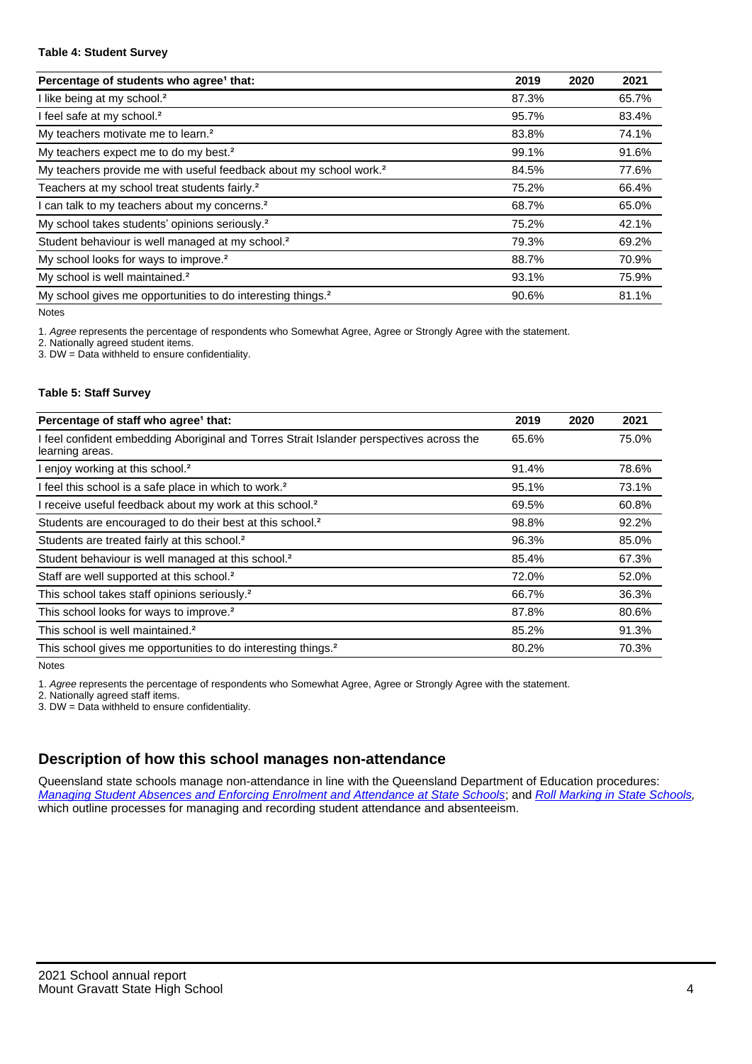#### Table 4: Student Survey

| Percentage of students who agree[1] that: | 2019 | 2020 | 2021 |
|---|---|---|---|
| I like being at my school.[2] | 87.3% | | 65.7% |
| I feel safe at my school.[2] | 95.7% | | 83.4% |
| My teachers motivate me to learn.[2] | 83.8% | | 74.1% |
| My teachers expect me to do my best.[2] | 99.1% | | 91.6% |
| My teachers provide me with useful feedback about my school work.[2] | 84.5% | | 77.6% |
| Teachers at my school treat students fairly.[2] | 75.2% | | 66.4% |
| I can talk to my teachers about my concerns.[2] | 68.7% | | 65.0% |
| My school takes students' opinions seriously.[2] | 75.2% | | 42.1% |
| Student behaviour is well managed at my school.[2] | 79.3% | | 69.2% |
| My school looks for ways to improve.[2] | 88.7% | | 70.9% |
| My school is well maintained.[2] | 93.1% | | 75.9% |
| My school gives me opportunities to do interesting things.[2] | 90.6% | | 81.1% |

Notes

1. *Agree* represents the percentage of respondents who Somewhat Agree, Agree or Strongly Agree with the statement.
2. Nationally agreed student items.
3. DW = Data withheld to ensure confidentiality.

#### Table 5: Staff Survey

| Percentage of staff who agree[1] that: | 2019 | 2020 | 2021 |
|---|---|---|---|
| I feel confident embedding Aboriginal and Torres Strait Islander perspectives across the learning areas. | 65.6% | | 75.0% |
| I enjoy working at this school.[2] | 91.4% | | 78.6% |
| I feel this school is a safe place in which to work.[2] | 95.1% | | 73.1% |
| I receive useful feedback about my work at this school.[2] | 69.5% | | 60.8% |
| Students are encouraged to do their best at this school.[2] | 98.8% | | 92.2% |
| Students are treated fairly at this school.[2] | 96.3% | | 85.0% |
| Student behaviour is well managed at this school.[2] | 85.4% | | 67.3% |
| Staff are well supported at this school.[2] | 72.0% | | 52.0% |
| This school takes staff opinions seriously.[2] | 66.7% | | 36.3% |
| This school looks for ways to improve.[2] | 87.8% | | 80.6% |
| This school is well maintained.[2] | 85.2% | | 91.3% |
| This school gives me opportunities to do interesting things.[2] | 80.2% | | 70.3% |

Notes

1. *Agree* represents the percentage of respondents who Somewhat Agree, Agree or Strongly Agree with the statement.
2. Nationally agreed staff items.
3. DW = Data withheld to ensure confidentiality.

## Description of how this school manages non-attendance

Queensland state schools manage non-attendance in line with the Queensland Department of Education procedures: *Managing Student Absences and Enforcing Enrolment and Attendance at State Schools*; and *Roll Marking in State Schools*, which outline processes for managing and recording student attendance and absenteeism.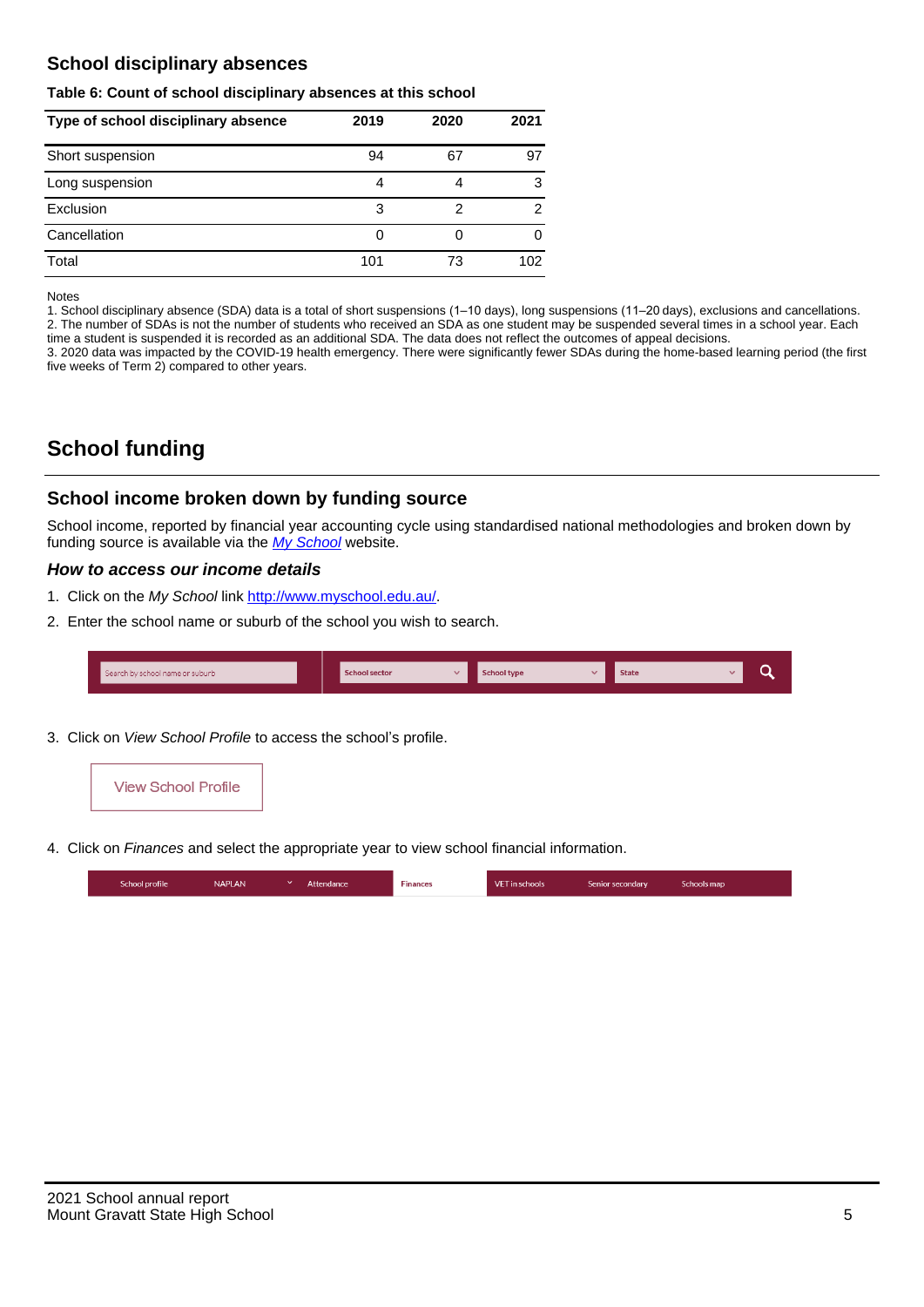## School disciplinary absences

**Table 6: Count of school disciplinary absences at this school**

| Type of school disciplinary absence | 2019 | 2020 | 2021 |
|---|---|---|---|
| Short suspension | 94 | 67 | 97 |
| Long suspension | 4 | 4 | 3 |
| Exclusion | 3 | 2 | 2 |
| Cancellation | 0 | 0 | 0 |
| Total | 101 | 73 | 102 |

Notes

1. School disciplinary absence (SDA) data is a total of short suspensions (1–10 days), long suspensions (11–20 days), exclusions and cancellations.
2. The number of SDAs is not the number of students who received an SDA as one student may be suspended several times in a school year. Each time a student is suspended it is recorded as an additional SDA. The data does not reflect the outcomes of appeal decisions.
3. 2020 data was impacted by the COVID-19 health emergency. There were significantly fewer SDAs during the home-based learning period (the first five weeks of Term 2) compared to other years.

# School funding

## School income broken down by funding source

School income, reported by financial year accounting cycle using standardised national methodologies and broken down by funding source is available via the *My School* website.

### *How to access our income details*

1. Click on the *My School* link http://www.myschool.edu.au/.
2. Enter the school name or suburb of the school you wish to search.

Search by school name or suburb | School sector | School type | State

3. Click on *View School Profile* to access the school's profile.

View School Profile

4. Click on *Finances* and select the appropriate year to view school financial information.

School profile | NAPLAN | Attendance | Finances | VET in schools | Senior secondary | Schools map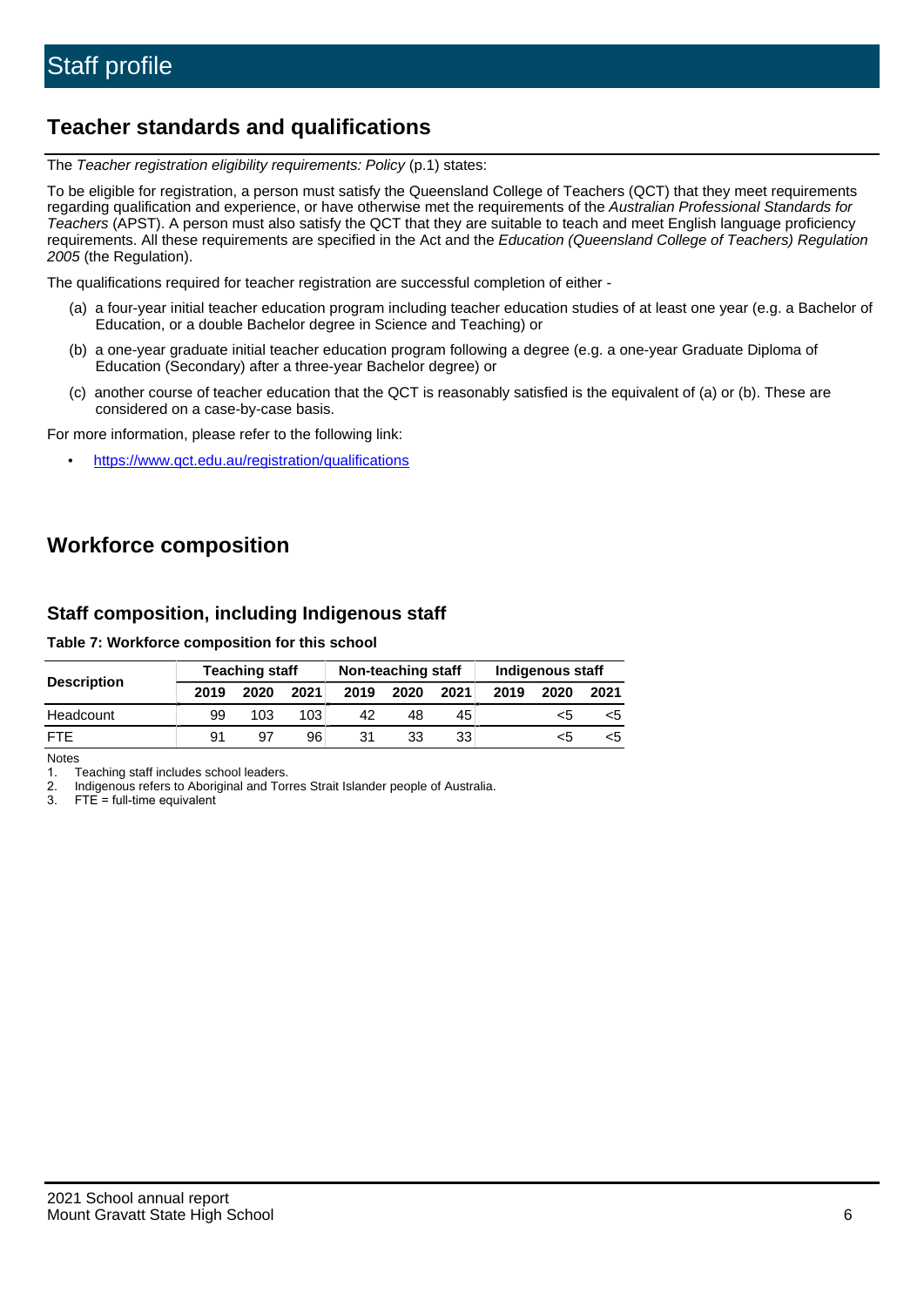# Staff profile

## Teacher standards and qualifications

The *Teacher registration eligibility requirements: Policy* (p.1) states:

To be eligible for registration, a person must satisfy the Queensland College of Teachers (QCT) that they meet requirements regarding qualification and experience, or have otherwise met the requirements of the *Australian Professional Standards for Teachers* (APST). A person must also satisfy the QCT that they are suitable to teach and meet English language proficiency requirements. All these requirements are specified in the Act and the *Education (Queensland College of Teachers) Regulation 2005* (the Regulation).

The qualifications required for teacher registration are successful completion of either -

(a) a four-year initial teacher education program including teacher education studies of at least one year (e.g. a Bachelor of Education, or a double Bachelor degree in Science and Teaching) or

(b) a one-year graduate initial teacher education program following a degree (e.g. a one-year Graduate Diploma of Education (Secondary) after a three-year Bachelor degree) or

(c) another course of teacher education that the QCT is reasonably satisfied is the equivalent of (a) or (b). These are considered on a case-by-case basis.

For more information, please refer to the following link:

- https://www.qct.edu.au/registration/qualifications

## Workforce composition

### Staff composition, including Indigenous staff

**Table 7: Workforce composition for this school**

| Description | Teaching staff | | | Non-teaching staff | | | Indigenous staff | | |
|---|---|---|---|---|---|---|---|---|---|
| | 2019 | 2020 | 2021 | 2019 | 2020 | 2021 | 2019 | 2020 | 2021 |
| Headcount | 99 | 103 | 103 | 42 | 48 | 45 | | <5 | <5 |
| FTE | 91 | 97 | 96 | 31 | 33 | 33 | | <5 | <5 |

Notes
1. Teaching staff includes school leaders.
2. Indigenous refers to Aboriginal and Torres Strait Islander people of Australia.
3. FTE = full-time equivalent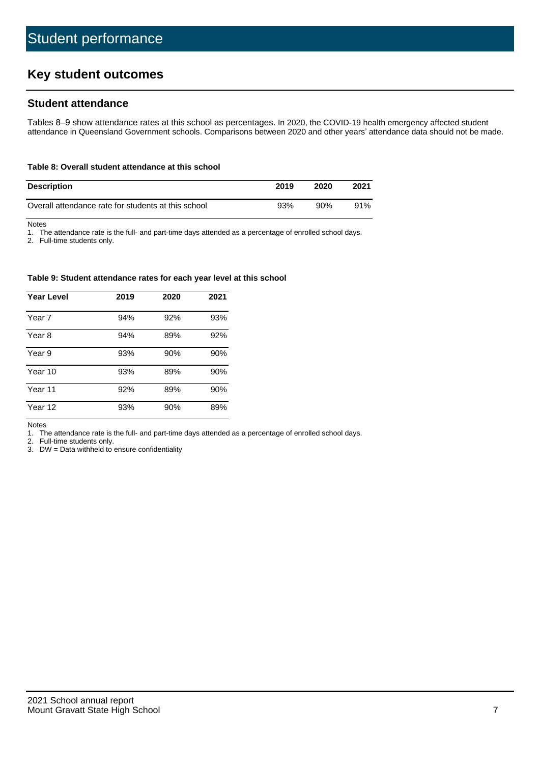# Student performance

## Key student outcomes

### Student attendance

Tables 8–9 show attendance rates at this school as percentages. In 2020, the COVID-19 health emergency affected student attendance in Queensland Government schools. Comparisons between 2020 and other years' attendance data should not be made.

**Table 8: Overall student attendance at this school**

| Description | 2019 | 2020 | 2021 |
|---|---|---|---|
| Overall attendance rate for students at this school | 93% | 90% | 91% |

Notes

1. The attendance rate is the full- and part-time days attended as a percentage of enrolled school days.
2. Full-time students only.

**Table 9: Student attendance rates for each year level at this school**

| Year Level | 2019 | 2020 | 2021 |
|---|---|---|---|
| Year 7 | 94% | 92% | 93% |
| Year 8 | 94% | 89% | 92% |
| Year 9 | 93% | 90% | 90% |
| Year 10 | 93% | 89% | 90% |
| Year 11 | 92% | 89% | 90% |
| Year 12 | 93% | 90% | 89% |

Notes

1. The attendance rate is the full- and part-time days attended as a percentage of enrolled school days.
2. Full-time students only.
3. DW = Data withheld to ensure confidentiality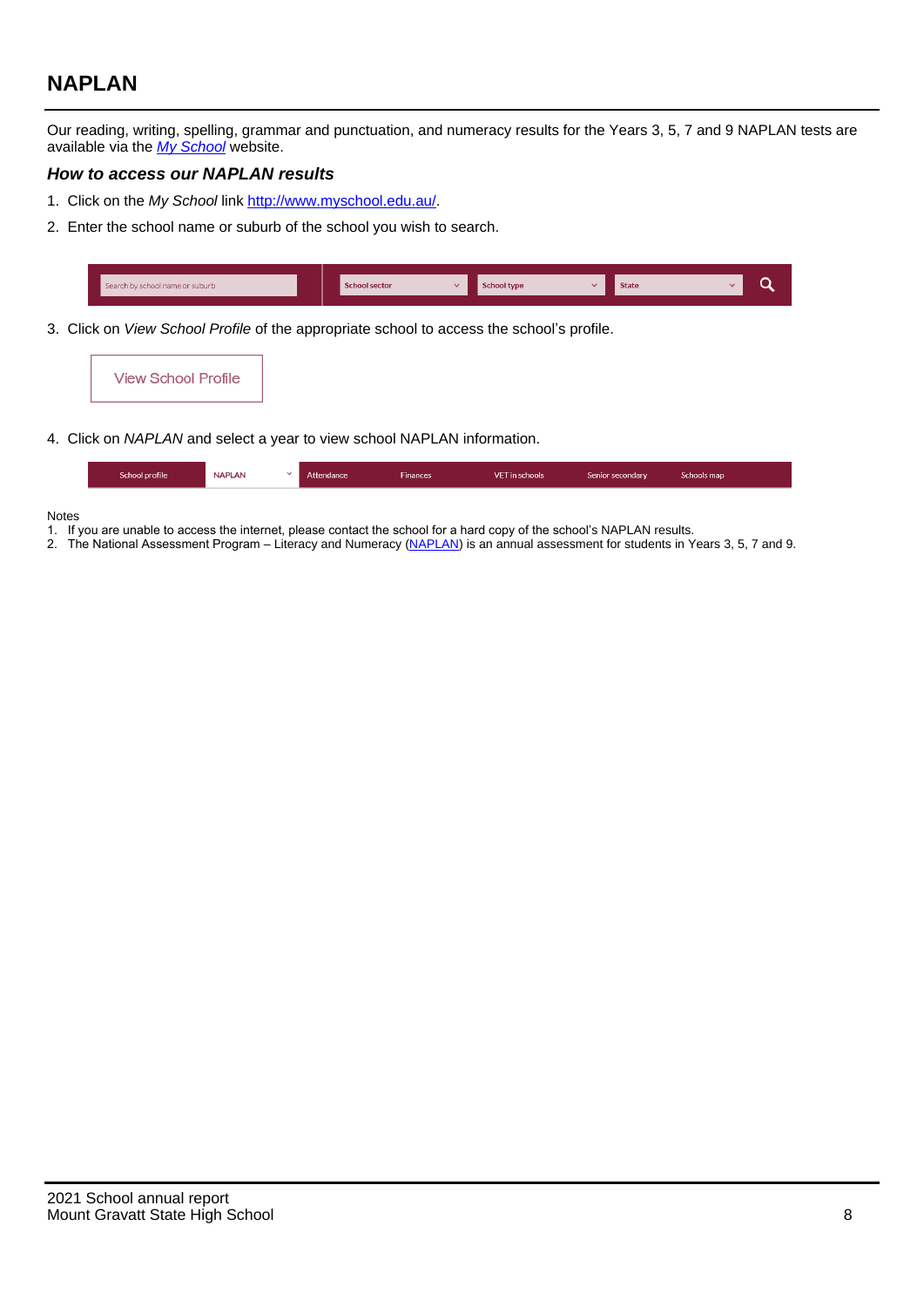## NAPLAN

Our reading, writing, spelling, grammar and punctuation, and numeracy results for the Years 3, 5, 7 and 9 NAPLAN tests are available via the [*My School*](http://www.myschool.edu.au/) website.

### *How to access our NAPLAN results*

1. Click on the *My School* link [http://www.myschool.edu.au/](http://www.myschool.edu.au/).
2. Enter the school name or suburb of the school you wish to search.

Search by school name or suburb | School sector | School type | State

3. Click on *View School Profile* of the appropriate school to access the school's profile.

View School Profile

4. Click on *NAPLAN* and select a year to view school NAPLAN information.

School profile | NAPLAN | Attendance | Finances | VET in schools | Senior secondary | Schools map

Notes
1. If you are unable to access the internet, please contact the school for a hard copy of the school's NAPLAN results.
2. The National Assessment Program – Literacy and Numeracy (NAPLAN) is an annual assessment for students in Years 3, 5, 7 and 9.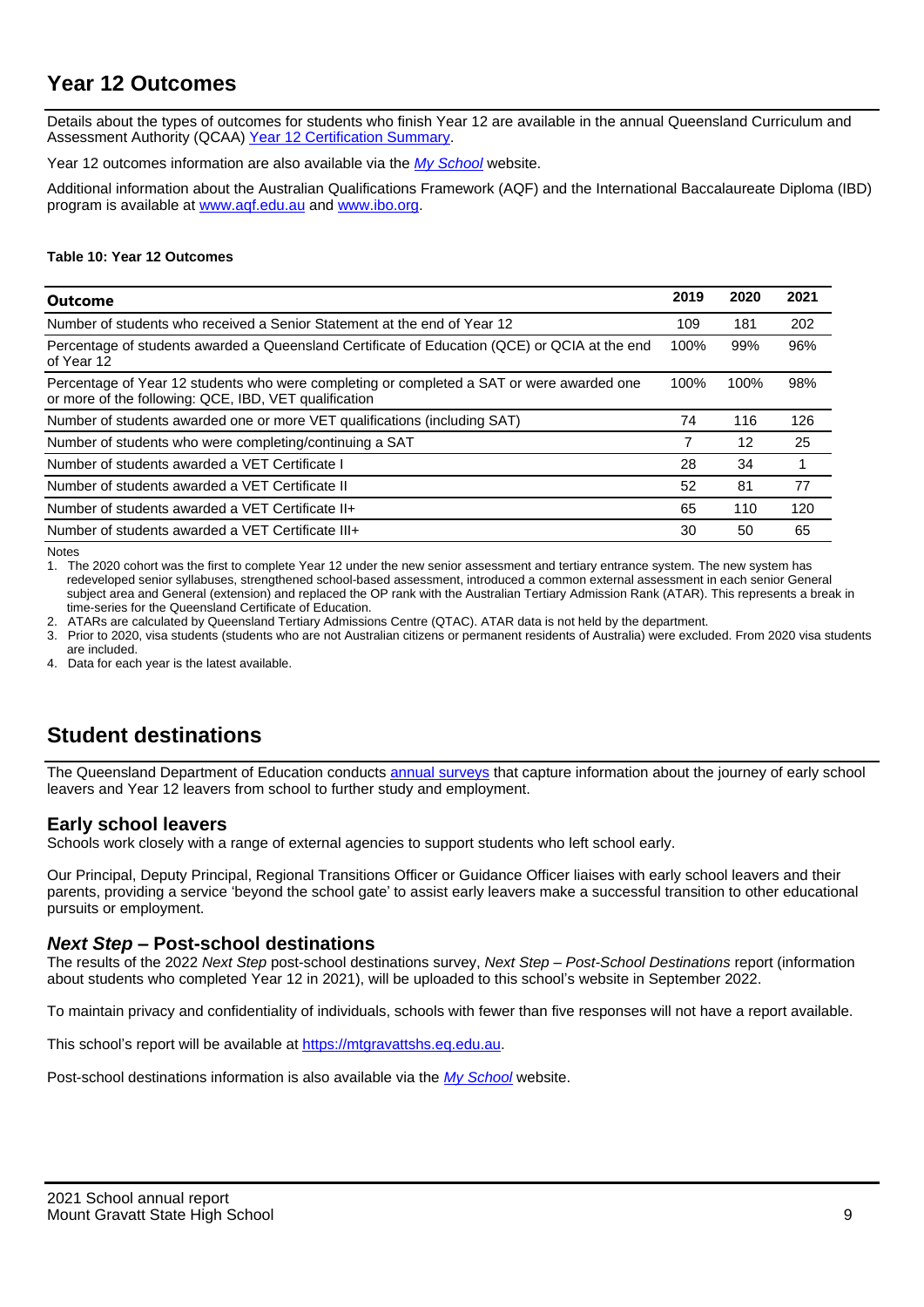## Year 12 Outcomes

Details about the types of outcomes for students who finish Year 12 are available in the annual Queensland Curriculum and Assessment Authority (QCAA) Year 12 Certification Summary.

Year 12 outcomes information are also available via the *My School* website.

Additional information about the Australian Qualifications Framework (AQF) and the International Baccalaureate Diploma (IBD) program is available at www.aqf.edu.au and www.ibo.org.

**Table 10: Year 12 Outcomes**

| Outcome | 2019 | 2020 | 2021 |
|---|---|---|---|
| Number of students who received a Senior Statement at the end of Year 12 | 109 | 181 | 202 |
| Percentage of students awarded a Queensland Certificate of Education (QCE) or QCIA at the end of Year 12 | 100% | 99% | 96% |
| Percentage of Year 12 students who were completing or completed a SAT or were awarded one or more of the following: QCE, IBD, VET qualification | 100% | 100% | 98% |
| Number of students awarded one or more VET qualifications (including SAT) | 74 | 116 | 126 |
| Number of students who were completing/continuing a SAT | 7 | 12 | 25 |
| Number of students awarded a VET Certificate I | 28 | 34 | 1 |
| Number of students awarded a VET Certificate II | 52 | 81 | 77 |
| Number of students awarded a VET Certificate II+ | 65 | 110 | 120 |
| Number of students awarded a VET Certificate III+ | 30 | 50 | 65 |

Notes

1. The 2020 cohort was the first to complete Year 12 under the new senior assessment and tertiary entrance system. The new system has redeveloped senior syllabuses, strengthened school-based assessment, introduced a common external assessment in each senior General subject area and General (extension) and replaced the OP rank with the Australian Tertiary Admission Rank (ATAR). This represents a break in time-series for the Queensland Certificate of Education.
2. ATARs are calculated by Queensland Tertiary Admissions Centre (QTAC). ATAR data is not held by the department.
3. Prior to 2020, visa students (students who are not Australian citizens or permanent residents of Australia) were excluded. From 2020 visa students are included.
4. Data for each year is the latest available.

## Student destinations

The Queensland Department of Education conducts annual surveys that capture information about the journey of early school leavers and Year 12 leavers from school to further study and employment.

### Early school leavers

Schools work closely with a range of external agencies to support students who left school early.

Our Principal, Deputy Principal, Regional Transitions Officer or Guidance Officer liaises with early school leavers and their parents, providing a service 'beyond the school gate' to assist early leavers make a successful transition to other educational pursuits or employment.

### *Next Step* – Post-school destinations

The results of the 2022 *Next Step* post-school destinations survey, *Next Step – Post-School Destinations* report (information about students who completed Year 12 in 2021), will be uploaded to this school's website in September 2022.

To maintain privacy and confidentiality of individuals, schools with fewer than five responses will not have a report available.

This school's report will be available at https://mtgravattshs.eq.edu.au.

Post-school destinations information is also available via the *My School* website.